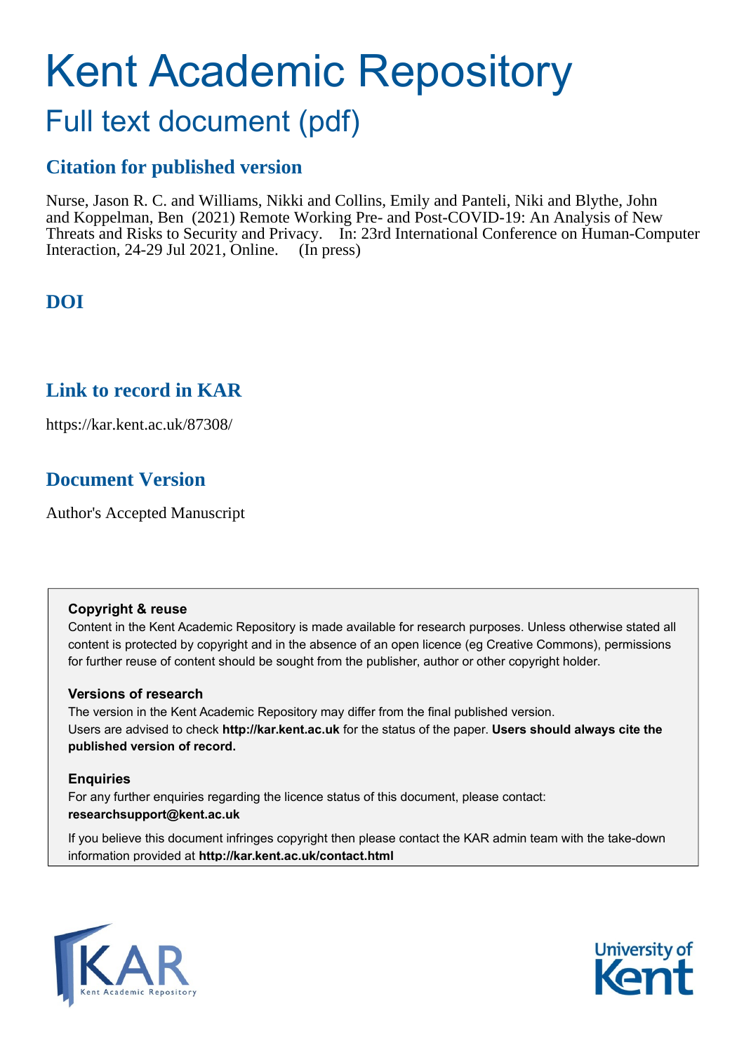# Kent Academic Repository

## Full text document (pdf)

## Citation for published version

Nurse, Jason R. C. and Williams, Nikki and Collins, Emily and Panteli, Niki and Blythe, John and Koppelman, Ben (2021) Remote Working Pre- and Post-COVID-19: An Analysis of New Threats and Risks to Security and Privacy. In: 23rd International Conference on Human-Computer Interaction, 24-29 Jul 2021, Online. (In press)

## DOI

## Link to record in KAR

https://kar.kent.ac.uk/87308/

## Document Version

Author's Accepted Manuscript

**Copyright & reuse**

Content in the Kent Academic Repository is made available for research purposes. Unless otherwise stated all content is protected by copyright and in the absence of an open licence (eg Creative Commons), permissions for further reuse of content should be sought from the publisher, author or other copyright holder.

**Versions of research**

The version in the Kent Academic Repository may differ from the final published version. Users are advised to check **http://kar.kent.ac.uk** for the status of the paper. **Users should always cite the published version of record.**

**Enquiries**

For any further enquiries regarding the licence status of this document, please contact: **researchsupport@kent.ac.uk**

If you believe this document infringes copyright then please contact the KAR admin team with the take-down information provided at **http://kar.kent.ac.uk/contact.html**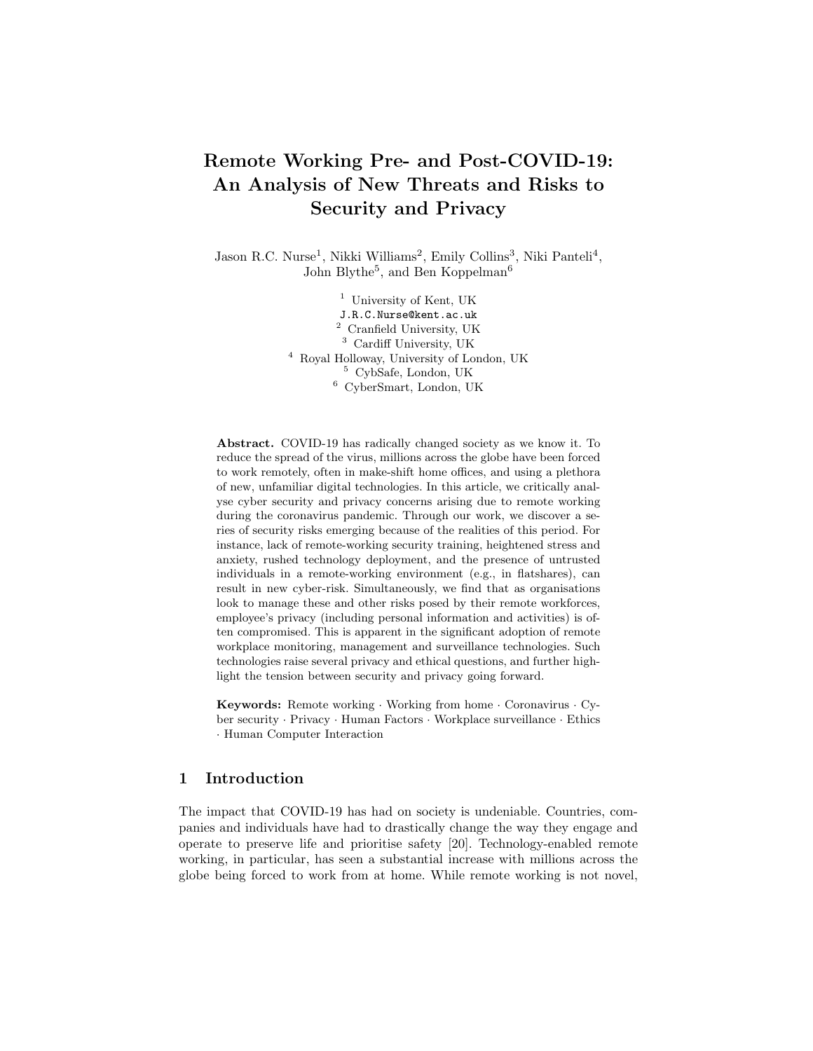# Remote Working Pre- and Post-COVID-19: An Analysis of New Threats and Risks to Security and Privacy

Jason R.C. Nurse[1], Nikki Williams[2], Emily Collins[3], Niki Panteli[4], John Blythe[5], and Ben Koppelman[6]

[1] University of Kent, UK
J.R.C.Nurse@kent.ac.uk
[2] Cranfield University, UK
[3] Cardiff University, UK
[4] Royal Holloway, University of London, UK
[5] CybSafe, London, UK
[6] CyberSmart, London, UK

**Abstract.** COVID-19 has radically changed society as we know it. To reduce the spread of the virus, millions across the globe have been forced to work remotely, often in make-shift home offices, and using a plethora of new, unfamiliar digital technologies. In this article, we critically analyse cyber security and privacy concerns arising due to remote working during the coronavirus pandemic. Through our work, we discover a series of security risks emerging because of the realities of this period. For instance, lack of remote-working security training, heightened stress and anxiety, rushed technology deployment, and the presence of untrusted individuals in a remote-working environment (e.g., in flatshares), can result in new cyber-risk. Simultaneously, we find that as organisations look to manage these and other risks posed by their remote workforces, employee's privacy (including personal information and activities) is often compromised. This is apparent in the significant adoption of remote workplace monitoring, management and surveillance technologies. Such technologies raise several privacy and ethical questions, and further highlight the tension between security and privacy going forward.

**Keywords:** Remote working · Working from home · Coronavirus · Cyber security · Privacy · Human Factors · Workplace surveillance · Ethics · Human Computer Interaction

## 1 Introduction

The impact that COVID-19 has had on society is undeniable. Countries, companies and individuals have had to drastically change the way they engage and operate to preserve life and prioritise safety [20]. Technology-enabled remote working, in particular, has seen a substantial increase with millions across the globe being forced to work from at home. While remote working is not novel,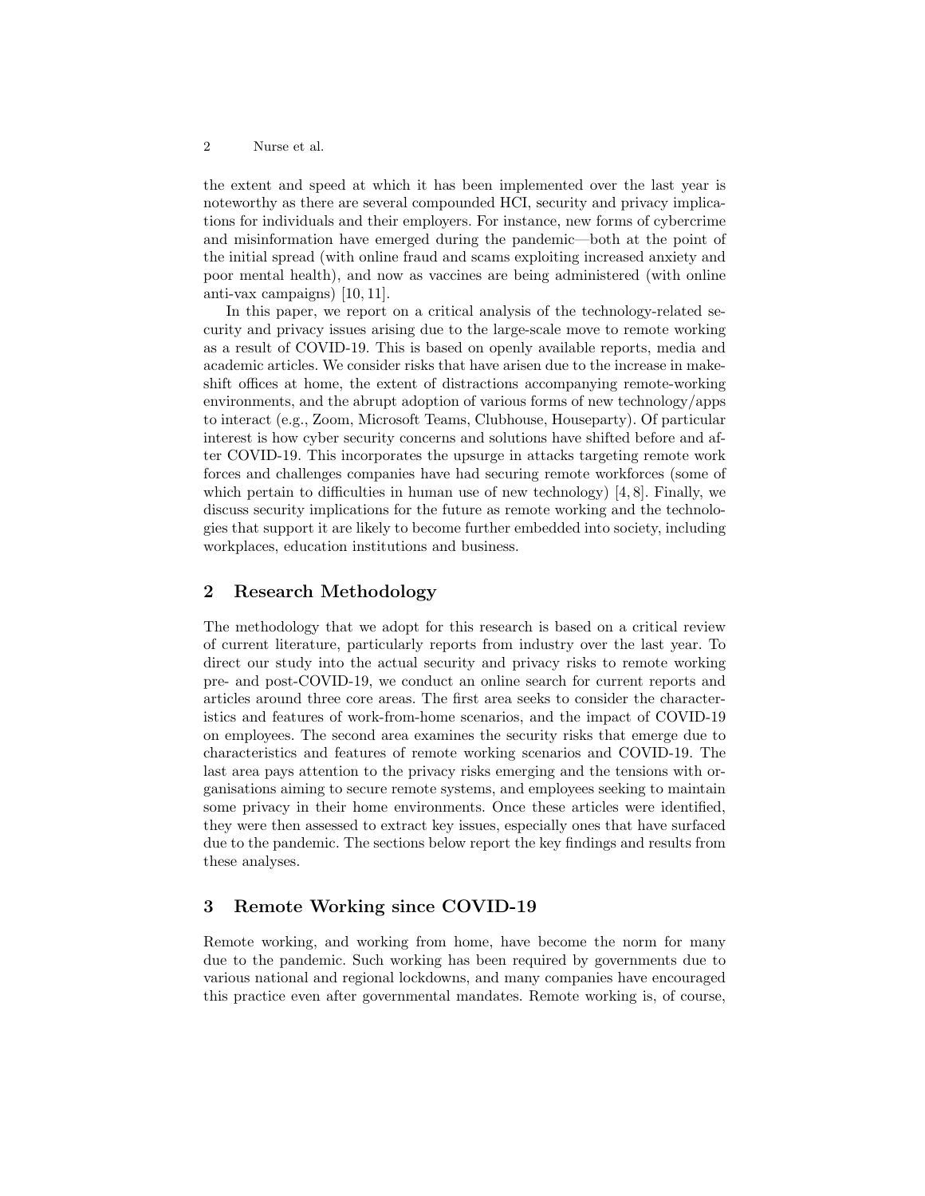the extent and speed at which it has been implemented over the last year is noteworthy as there are several compounded HCI, security and privacy implications for individuals and their employers. For instance, new forms of cybercrime and misinformation have emerged during the pandemic—both at the point of the initial spread (with online fraud and scams exploiting increased anxiety and poor mental health), and now as vaccines are being administered (with online anti-vax campaigns) [10, 11].

In this paper, we report on a critical analysis of the technology-related security and privacy issues arising due to the large-scale move to remote working as a result of COVID-19. This is based on openly available reports, media and academic articles. We consider risks that have arisen due to the increase in makeshift offices at home, the extent of distractions accompanying remote-working environments, and the abrupt adoption of various forms of new technology/apps to interact (e.g., Zoom, Microsoft Teams, Clubhouse, Houseparty). Of particular interest is how cyber security concerns and solutions have shifted before and after COVID-19. This incorporates the upsurge in attacks targeting remote work forces and challenges companies have had securing remote workforces (some of which pertain to difficulties in human use of new technology) [4, 8]. Finally, we discuss security implications for the future as remote working and the technologies that support it are likely to become further embedded into society, including workplaces, education institutions and business.

## 2 Research Methodology

The methodology that we adopt for this research is based on a critical review of current literature, particularly reports from industry over the last year. To direct our study into the actual security and privacy risks to remote working pre- and post-COVID-19, we conduct an online search for current reports and articles around three core areas. The first area seeks to consider the characteristics and features of work-from-home scenarios, and the impact of COVID-19 on employees. The second area examines the security risks that emerge due to characteristics and features of remote working scenarios and COVID-19. The last area pays attention to the privacy risks emerging and the tensions with organisations aiming to secure remote systems, and employees seeking to maintain some privacy in their home environments. Once these articles were identified, they were then assessed to extract key issues, especially ones that have surfaced due to the pandemic. The sections below report the key findings and results from these analyses.

## 3 Remote Working since COVID-19

Remote working, and working from home, have become the norm for many due to the pandemic. Such working has been required by governments due to various national and regional lockdowns, and many companies have encouraged this practice even after governmental mandates. Remote working is, of course,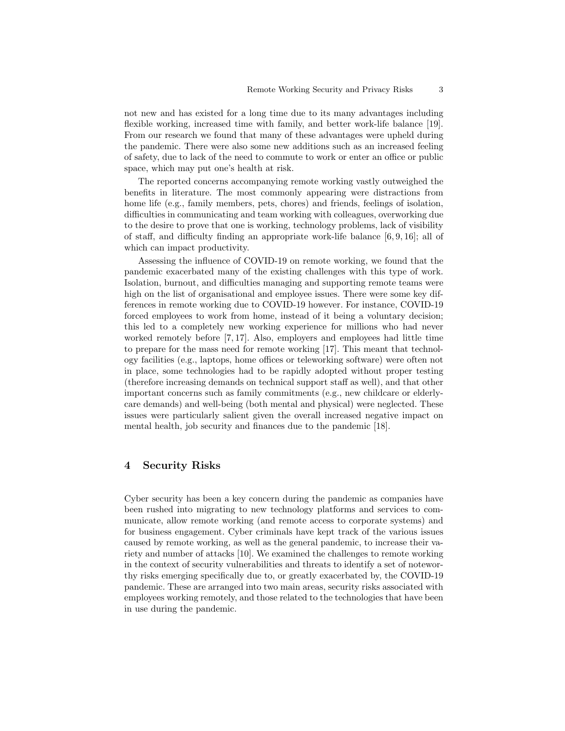not new and has existed for a long time due to its many advantages including flexible working, increased time with family, and better work-life balance [19]. From our research we found that many of these advantages were upheld during the pandemic. There were also some new additions such as an increased feeling of safety, due to lack of the need to commute to work or enter an office or public space, which may put one's health at risk.

The reported concerns accompanying remote working vastly outweighed the benefits in literature. The most commonly appearing were distractions from home life (e.g., family members, pets, chores) and friends, feelings of isolation, difficulties in communicating and team working with colleagues, overworking due to the desire to prove that one is working, technology problems, lack of visibility of staff, and difficulty finding an appropriate work-life balance [6, 9, 16]; all of which can impact productivity.

Assessing the influence of COVID-19 on remote working, we found that the pandemic exacerbated many of the existing challenges with this type of work. Isolation, burnout, and difficulties managing and supporting remote teams were high on the list of organisational and employee issues. There were some key differences in remote working due to COVID-19 however. For instance, COVID-19 forced employees to work from home, instead of it being a voluntary decision; this led to a completely new working experience for millions who had never worked remotely before [7, 17]. Also, employers and employees had little time to prepare for the mass need for remote working [17]. This meant that technology facilities (e.g., laptops, home offices or teleworking software) were often not in place, some technologies had to be rapidly adopted without proper testing (therefore increasing demands on technical support staff as well), and that other important concerns such as family commitments (e.g., new childcare or elderly-care demands) and well-being (both mental and physical) were neglected. These issues were particularly salient given the overall increased negative impact on mental health, job security and finances due to the pandemic [18].

## 4 Security Risks

Cyber security has been a key concern during the pandemic as companies have been rushed into migrating to new technology platforms and services to communicate, allow remote working (and remote access to corporate systems) and for business engagement. Cyber criminals have kept track of the various issues caused by remote working, as well as the general pandemic, to increase their variety and number of attacks [10]. We examined the challenges to remote working in the context of security vulnerabilities and threats to identify a set of noteworthy risks emerging specifically due to, or greatly exacerbated by, the COVID-19 pandemic. These are arranged into two main areas, security risks associated with employees working remotely, and those related to the technologies that have been in use during the pandemic.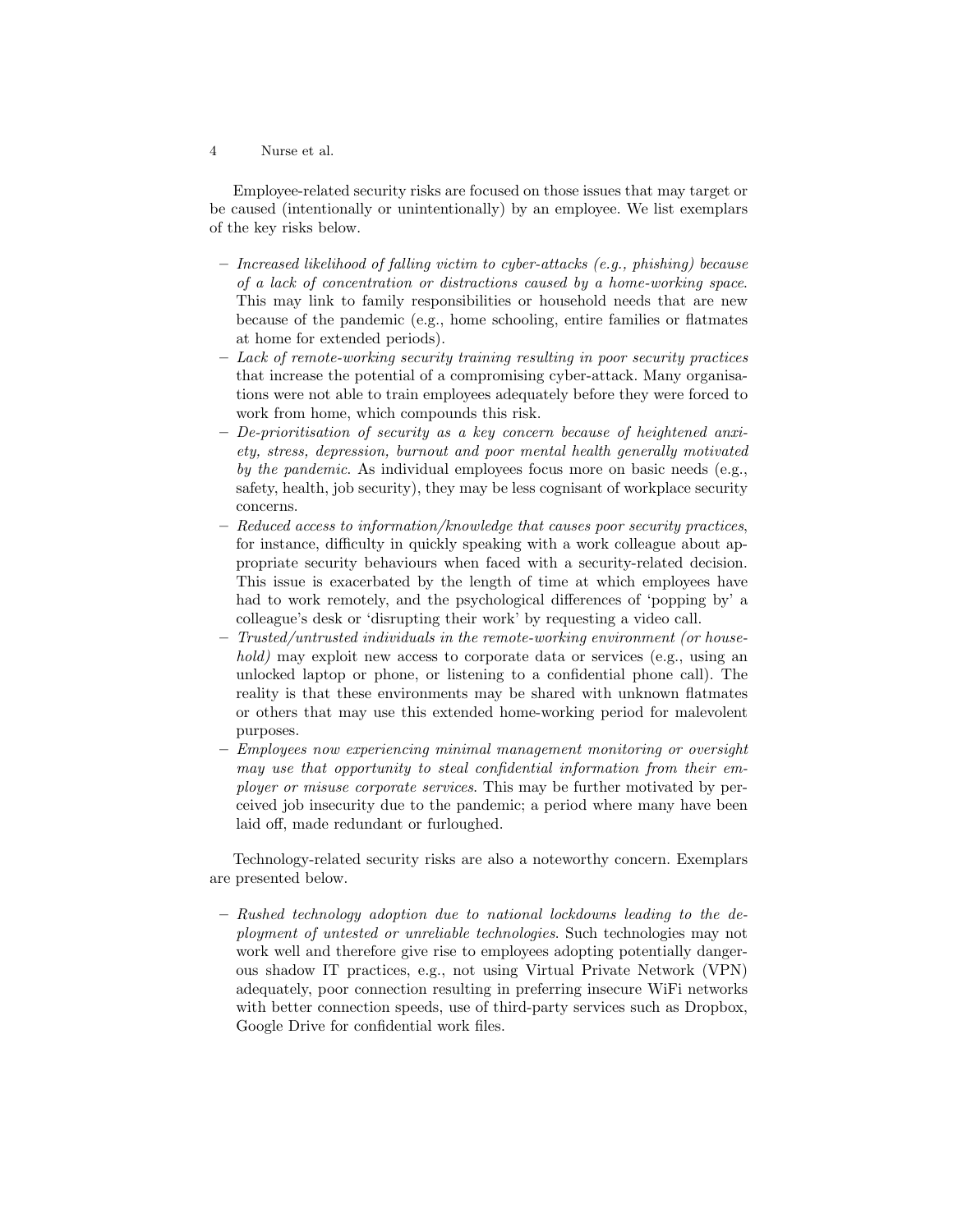Employee-related security risks are focused on those issues that may target or be caused (intentionally or unintentionally) by an employee. We list exemplars of the key risks below.

- *Increased likelihood of falling victim to cyber-attacks (e.g., phishing) because of a lack of concentration or distractions caused by a home-working space*. This may link to family responsibilities or household needs that are new because of the pandemic (e.g., home schooling, entire families or flatmates at home for extended periods).
- *Lack of remote-working security training resulting in poor security practices* that increase the potential of a compromising cyber-attack. Many organisations were not able to train employees adequately before they were forced to work from home, which compounds this risk.
- *De-prioritisation of security as a key concern because of heightened anxiety, stress, depression, burnout and poor mental health generally motivated by the pandemic*. As individual employees focus more on basic needs (e.g., safety, health, job security), they may be less cognisant of workplace security concerns.
- *Reduced access to information/knowledge that causes poor security practices*, for instance, difficulty in quickly speaking with a work colleague about appropriate security behaviours when faced with a security-related decision. This issue is exacerbated by the length of time at which employees have had to work remotely, and the psychological differences of 'popping by' a colleague's desk or 'disrupting their work' by requesting a video call.
- *Trusted/untrusted individuals in the remote-working environment (or household)* may exploit new access to corporate data or services (e.g., using an unlocked laptop or phone, or listening to a confidential phone call). The reality is that these environments may be shared with unknown flatmates or others that may use this extended home-working period for malevolent purposes.
- *Employees now experiencing minimal management monitoring or oversight may use that opportunity to steal confidential information from their employer or misuse corporate services*. This may be further motivated by perceived job insecurity due to the pandemic; a period where many have been laid off, made redundant or furloughed.

Technology-related security risks are also a noteworthy concern. Exemplars are presented below.

- *Rushed technology adoption due to national lockdowns leading to the deployment of untested or unreliable technologies*. Such technologies may not work well and therefore give rise to employees adopting potentially dangerous shadow IT practices, e.g., not using Virtual Private Network (VPN) adequately, poor connection resulting in preferring insecure WiFi networks with better connection speeds, use of third-party services such as Dropbox, Google Drive for confidential work files.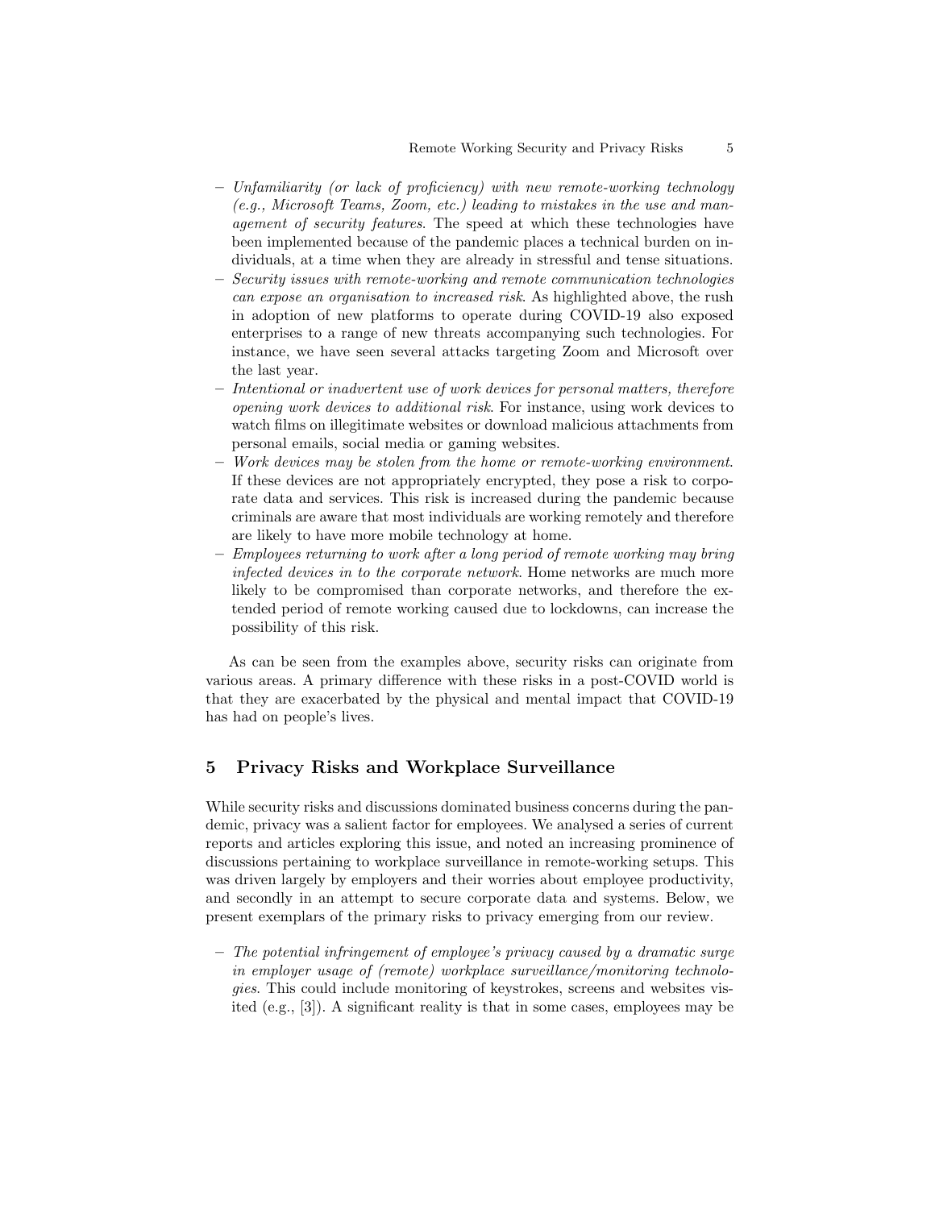- *Unfamiliarity (or lack of proficiency) with new remote-working technology (e.g., Microsoft Teams, Zoom, etc.) leading to mistakes in the use and management of security features*. The speed at which these technologies have been implemented because of the pandemic places a technical burden on individuals, at a time when they are already in stressful and tense situations.
- *Security issues with remote-working and remote communication technologies can expose an organisation to increased risk*. As highlighted above, the rush in adoption of new platforms to operate during COVID-19 also exposed enterprises to a range of new threats accompanying such technologies. For instance, we have seen several attacks targeting Zoom and Microsoft over the last year.
- *Intentional or inadvertent use of work devices for personal matters, therefore opening work devices to additional risk*. For instance, using work devices to watch films on illegitimate websites or download malicious attachments from personal emails, social media or gaming websites.
- *Work devices may be stolen from the home or remote-working environment*. If these devices are not appropriately encrypted, they pose a risk to corporate data and services. This risk is increased during the pandemic because criminals are aware that most individuals are working remotely and therefore are likely to have more mobile technology at home.
- *Employees returning to work after a long period of remote working may bring infected devices in to the corporate network*. Home networks are much more likely to be compromised than corporate networks, and therefore the extended period of remote working caused due to lockdowns, can increase the possibility of this risk.

As can be seen from the examples above, security risks can originate from various areas. A primary difference with these risks in a post-COVID world is that they are exacerbated by the physical and mental impact that COVID-19 has had on people's lives.

## 5 Privacy Risks and Workplace Surveillance

While security risks and discussions dominated business concerns during the pandemic, privacy was a salient factor for employees. We analysed a series of current reports and articles exploring this issue, and noted an increasing prominence of discussions pertaining to workplace surveillance in remote-working setups. This was driven largely by employers and their worries about employee productivity, and secondly in an attempt to secure corporate data and systems. Below, we present exemplars of the primary risks to privacy emerging from our review.

- *The potential infringement of employee's privacy caused by a dramatic surge in employer usage of (remote) workplace surveillance/monitoring technologies*. This could include monitoring of keystrokes, screens and websites visited (e.g., [3]). A significant reality is that in some cases, employees may be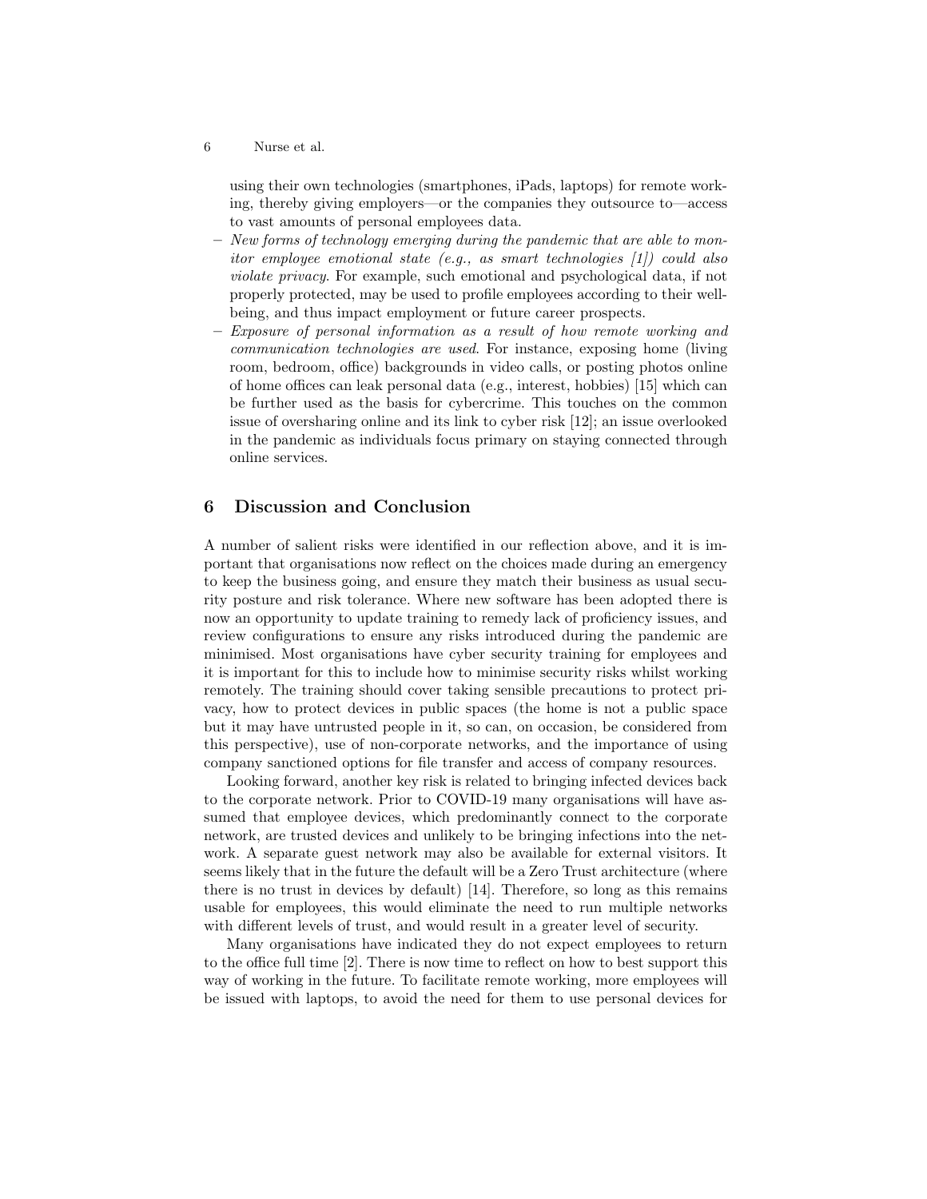using their own technologies (smartphones, iPads, laptops) for remote working, thereby giving employers—or the companies they outsource to—access to vast amounts of personal employees data.

- *New forms of technology emerging during the pandemic that are able to monitor employee emotional state (e.g., as smart technologies [1]) could also violate privacy*. For example, such emotional and psychological data, if not properly protected, may be used to profile employees according to their wellbeing, and thus impact employment or future career prospects.
- *Exposure of personal information as a result of how remote working and communication technologies are used*. For instance, exposing home (living room, bedroom, office) backgrounds in video calls, or posting photos online of home offices can leak personal data (e.g., interest, hobbies) [15] which can be further used as the basis for cybercrime. This touches on the common issue of oversharing online and its link to cyber risk [12]; an issue overlooked in the pandemic as individuals focus primary on staying connected through online services.

## 6 Discussion and Conclusion

A number of salient risks were identified in our reflection above, and it is important that organisations now reflect on the choices made during an emergency to keep the business going, and ensure they match their business as usual security posture and risk tolerance. Where new software has been adopted there is now an opportunity to update training to remedy lack of proficiency issues, and review configurations to ensure any risks introduced during the pandemic are minimised. Most organisations have cyber security training for employees and it is important for this to include how to minimise security risks whilst working remotely. The training should cover taking sensible precautions to protect privacy, how to protect devices in public spaces (the home is not a public space but it may have untrusted people in it, so can, on occasion, be considered from this perspective), use of non-corporate networks, and the importance of using company sanctioned options for file transfer and access of company resources.

Looking forward, another key risk is related to bringing infected devices back to the corporate network. Prior to COVID-19 many organisations will have assumed that employee devices, which predominantly connect to the corporate network, are trusted devices and unlikely to be bringing infections into the network. A separate guest network may also be available for external visitors. It seems likely that in the future the default will be a Zero Trust architecture (where there is no trust in devices by default) [14]. Therefore, so long as this remains usable for employees, this would eliminate the need to run multiple networks with different levels of trust, and would result in a greater level of security.

Many organisations have indicated they do not expect employees to return to the office full time [2]. There is now time to reflect on how to best support this way of working in the future. To facilitate remote working, more employees will be issued with laptops, to avoid the need for them to use personal devices for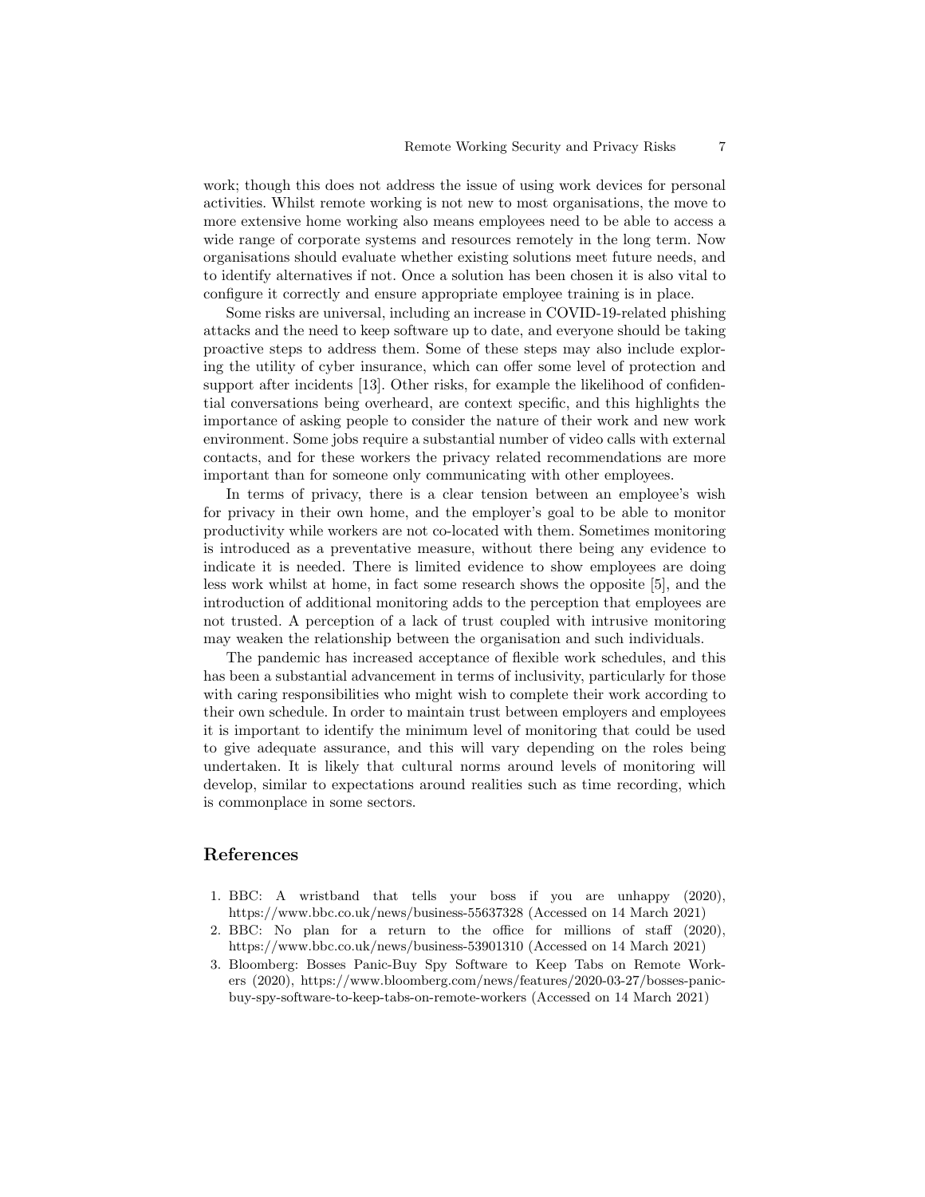work; though this does not address the issue of using work devices for personal activities. Whilst remote working is not new to most organisations, the move to more extensive home working also means employees need to be able to access a wide range of corporate systems and resources remotely in the long term. Now organisations should evaluate whether existing solutions meet future needs, and to identify alternatives if not. Once a solution has been chosen it is also vital to configure it correctly and ensure appropriate employee training is in place.

Some risks are universal, including an increase in COVID-19-related phishing attacks and the need to keep software up to date, and everyone should be taking proactive steps to address them. Some of these steps may also include exploring the utility of cyber insurance, which can offer some level of protection and support after incidents [13]. Other risks, for example the likelihood of confidential conversations being overheard, are context specific, and this highlights the importance of asking people to consider the nature of their work and new work environment. Some jobs require a substantial number of video calls with external contacts, and for these workers the privacy related recommendations are more important than for someone only communicating with other employees.

In terms of privacy, there is a clear tension between an employee's wish for privacy in their own home, and the employer's goal to be able to monitor productivity while workers are not co-located with them. Sometimes monitoring is introduced as a preventative measure, without there being any evidence to indicate it is needed. There is limited evidence to show employees are doing less work whilst at home, in fact some research shows the opposite [5], and the introduction of additional monitoring adds to the perception that employees are not trusted. A perception of a lack of trust coupled with intrusive monitoring may weaken the relationship between the organisation and such individuals.

The pandemic has increased acceptance of flexible work schedules, and this has been a substantial advancement in terms of inclusivity, particularly for those with caring responsibilities who might wish to complete their work according to their own schedule. In order to maintain trust between employers and employees it is important to identify the minimum level of monitoring that could be used to give adequate assurance, and this will vary depending on the roles being undertaken. It is likely that cultural norms around levels of monitoring will develop, similar to expectations around realities such as time recording, which is commonplace in some sectors.

## References

1. BBC: A wristband that tells your boss if you are unhappy (2020), https://www.bbc.co.uk/news/business-55637328 (Accessed on 14 March 2021)
2. BBC: No plan for a return to the office for millions of staff (2020), https://www.bbc.co.uk/news/business-53901310 (Accessed on 14 March 2021)
3. Bloomberg: Bosses Panic-Buy Spy Software to Keep Tabs on Remote Workers (2020), https://www.bloomberg.com/news/features/2020-03-27/bosses-panic-buy-spy-software-to-keep-tabs-on-remote-workers (Accessed on 14 March 2021)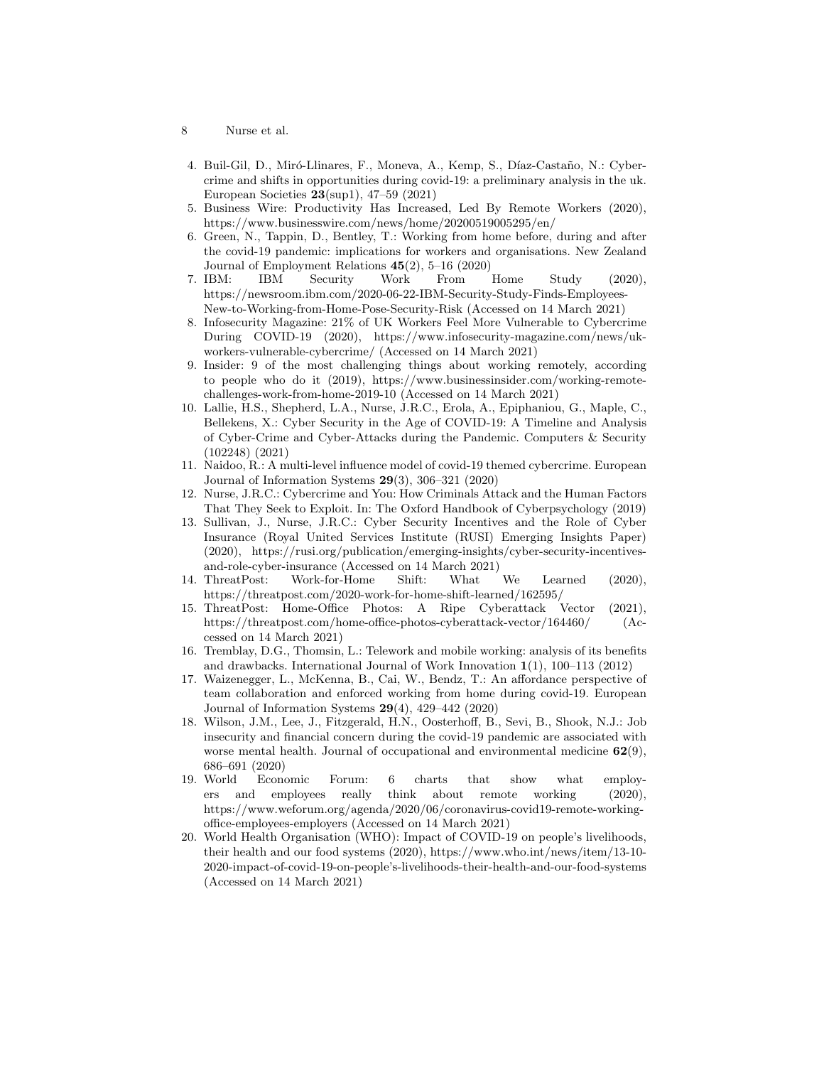4. Buil-Gil, D., Miró-Llinares, F., Moneva, A., Kemp, S., Díaz-Castaño, N.: Cybercrime and shifts in opportunities during covid-19: a preliminary analysis in the uk. European Societies **23**(sup1), 47–59 (2021)
5. Business Wire: Productivity Has Increased, Led By Remote Workers (2020), https://www.businesswire.com/news/home/20200519005295/en/
6. Green, N., Tappin, D., Bentley, T.: Working from home before, during and after the covid-19 pandemic: implications for workers and organisations. New Zealand Journal of Employment Relations **45**(2), 5–16 (2020)
7. IBM: IBM Security Work From Home Study (2020), https://newsroom.ibm.com/2020-06-22-IBM-Security-Study-Finds-Employees-New-to-Working-from-Home-Pose-Security-Risk (Accessed on 14 March 2021)
8. Infosecurity Magazine: 21% of UK Workers Feel More Vulnerable to Cybercrime During COVID-19 (2020), https://www.infosecurity-magazine.com/news/uk-workers-vulnerable-cybercrime/ (Accessed on 14 March 2021)
9. Insider: 9 of the most challenging things about working remotely, according to people who do it (2019), https://www.businessinsider.com/working-remote-challenges-work-from-home-2019-10 (Accessed on 14 March 2021)
10. Lallie, H.S., Shepherd, L.A., Nurse, J.R.C., Erola, A., Epiphaniou, G., Maple, C., Bellekens, X.: Cyber Security in the Age of COVID-19: A Timeline and Analysis of Cyber-Crime and Cyber-Attacks during the Pandemic. Computers & Security (102248) (2021)
11. Naidoo, R.: A multi-level influence model of covid-19 themed cybercrime. European Journal of Information Systems **29**(3), 306–321 (2020)
12. Nurse, J.R.C.: Cybercrime and You: How Criminals Attack and the Human Factors That They Seek to Exploit. In: The Oxford Handbook of Cyberpsychology (2019)
13. Sullivan, J., Nurse, J.R.C.: Cyber Security Incentives and the Role of Cyber Insurance (Royal United Services Institute (RUSI) Emerging Insights Paper) (2020), https://rusi.org/publication/emerging-insights/cyber-security-incentives-and-role-cyber-insurance (Accessed on 14 March 2021)
14. ThreatPost: Work-for-Home Shift: What We Learned (2020), https://threatpost.com/2020-work-for-home-shift-learned/162595/
15. ThreatPost: Home-Office Photos: A Ripe Cyberattack Vector (2021), https://threatpost.com/home-office-photos-cyberattack-vector/164460/ (Accessed on 14 March 2021)
16. Tremblay, D.G., Thomsin, L.: Telework and mobile working: analysis of its benefits and drawbacks. International Journal of Work Innovation **1**(1), 100–113 (2012)
17. Waizenegger, L., McKenna, B., Cai, W., Bendz, T.: An affordance perspective of team collaboration and enforced working from home during covid-19. European Journal of Information Systems **29**(4), 429–442 (2020)
18. Wilson, J.M., Lee, J., Fitzgerald, H.N., Oosterhoff, B., Sevi, B., Shook, N.J.: Job insecurity and financial concern during the covid-19 pandemic are associated with worse mental health. Journal of occupational and environmental medicine **62**(9), 686–691 (2020)
19. World Economic Forum: 6 charts that show what employers and employees really think about remote working (2020), https://www.weforum.org/agenda/2020/06/coronavirus-covid19-remote-working-office-employees-employers (Accessed on 14 March 2021)
20. World Health Organisation (WHO): Impact of COVID-19 on people's livelihoods, their health and our food systems (2020), https://www.who.int/news/item/13-10-2020-impact-of-covid-19-on-people's-livelihoods-their-health-and-our-food-systems (Accessed on 14 March 2021)